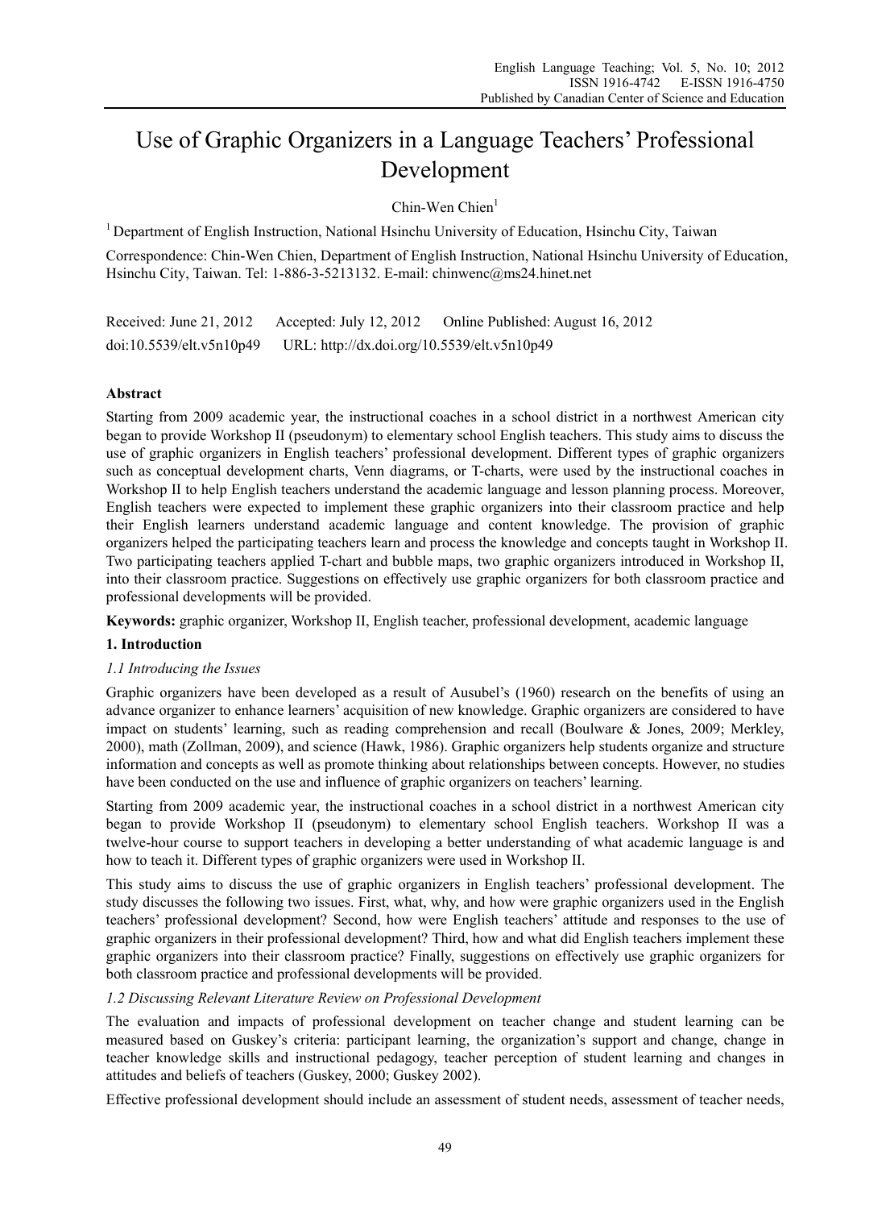# Use of Graphic Organizers in a Language Teachers' Professional Development

Chin-Wen Chien[1]

[1] Department of English Instruction, National Hsinchu University of Education, Hsinchu City, Taiwan

Correspondence: Chin-Wen Chien, Department of English Instruction, National Hsinchu University of Education, Hsinchu City, Taiwan. Tel: 1-886-3-5213132. E-mail: chinwenc@ms24.hinet.net

Received: June 21, 2012 Accepted: July 12, 2012 Online Published: August 16, 2012

doi:10.5539/elt.v5n10p49 URL: http://dx.doi.org/10.5539/elt.v5n10p49

## Abstract

Starting from 2009 academic year, the instructional coaches in a school district in a northwest American city began to provide Workshop II (pseudonym) to elementary school English teachers. This study aims to discuss the use of graphic organizers in English teachers' professional development. Different types of graphic organizers such as conceptual development charts, Venn diagrams, or T-charts, were used by the instructional coaches in Workshop II to help English teachers understand the academic language and lesson planning process. Moreover, English teachers were expected to implement these graphic organizers into their classroom practice and help their English learners understand academic language and content knowledge. The provision of graphic organizers helped the participating teachers learn and process the knowledge and concepts taught in Workshop II. Two participating teachers applied T-chart and bubble maps, two graphic organizers introduced in Workshop II, into their classroom practice. Suggestions on effectively use graphic organizers for both classroom practice and professional developments will be provided.

**Keywords:** graphic organizer, Workshop II, English teacher, professional development, academic language

## 1. Introduction

### *1.1 Introducing the Issues*

Graphic organizers have been developed as a result of Ausubel's (1960) research on the benefits of using an advance organizer to enhance learners' acquisition of new knowledge. Graphic organizers are considered to have impact on students' learning, such as reading comprehension and recall (Boulware & Jones, 2009; Merkley, 2000), math (Zollman, 2009), and science (Hawk, 1986). Graphic organizers help students organize and structure information and concepts as well as promote thinking about relationships between concepts. However, no studies have been conducted on the use and influence of graphic organizers on teachers' learning.

Starting from 2009 academic year, the instructional coaches in a school district in a northwest American city began to provide Workshop II (pseudonym) to elementary school English teachers. Workshop II was a twelve-hour course to support teachers in developing a better understanding of what academic language is and how to teach it. Different types of graphic organizers were used in Workshop II.

This study aims to discuss the use of graphic organizers in English teachers' professional development. The study discusses the following two issues. First, what, why, and how were graphic organizers used in the English teachers' professional development? Second, how were English teachers' attitude and responses to the use of graphic organizers in their professional development? Third, how and what did English teachers implement these graphic organizers into their classroom practice? Finally, suggestions on effectively use graphic organizers for both classroom practice and professional developments will be provided.

### *1.2 Discussing Relevant Literature Review on Professional Development*

The evaluation and impacts of professional development on teacher change and student learning can be measured based on Guskey's criteria: participant learning, the organization's support and change, change in teacher knowledge skills and instructional pedagogy, teacher perception of student learning and changes in attitudes and beliefs of teachers (Guskey, 2000; Guskey 2002).

Effective professional development should include an assessment of student needs, assessment of teacher needs,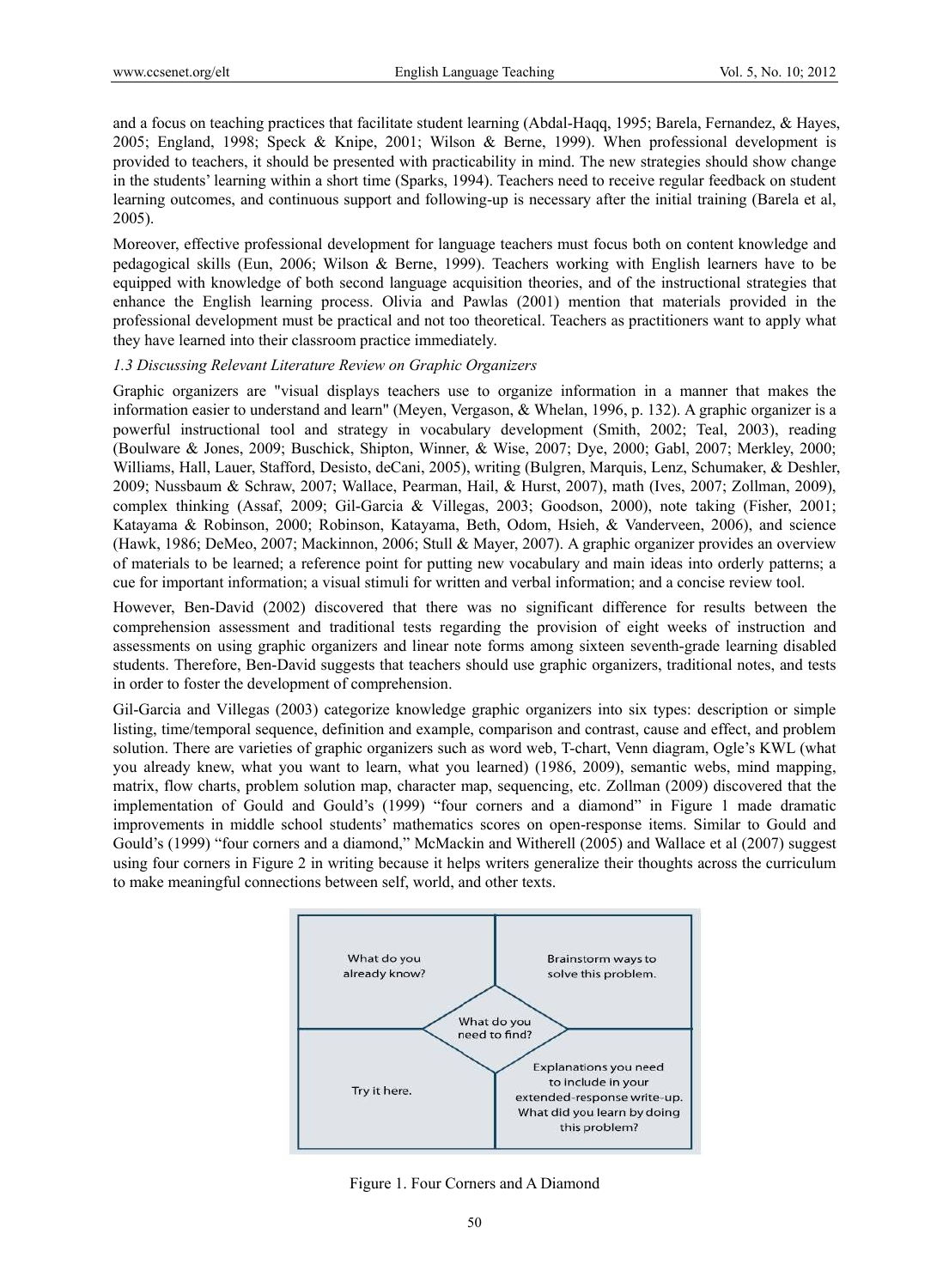and a focus on teaching practices that facilitate student learning (Abdal-Haqq, 1995; Barela, Fernandez, & Hayes, 2005; England, 1998; Speck & Knipe, 2001; Wilson & Berne, 1999). When professional development is provided to teachers, it should be presented with practicability in mind. The new strategies should show change in the students' learning within a short time (Sparks, 1994). Teachers need to receive regular feedback on student learning outcomes, and continuous support and following-up is necessary after the initial training (Barela et al, 2005).

Moreover, effective professional development for language teachers must focus both on content knowledge and pedagogical skills (Eun, 2006; Wilson & Berne, 1999). Teachers working with English learners have to be equipped with knowledge of both second language acquisition theories, and of the instructional strategies that enhance the English learning process. Olivia and Pawlas (2001) mention that materials provided in the professional development must be practical and not too theoretical. Teachers as practitioners want to apply what they have learned into their classroom practice immediately.

### *1.3 Discussing Relevant Literature Review on Graphic Organizers*

Graphic organizers are "visual displays teachers use to organize information in a manner that makes the information easier to understand and learn" (Meyen, Vergason, & Whelan, 1996, p. 132). A graphic organizer is a powerful instructional tool and strategy in vocabulary development (Smith, 2002; Teal, 2003), reading (Boulware & Jones, 2009; Buschick, Shipton, Winner, & Wise, 2007; Dye, 2000; Gabl, 2007; Merkley, 2000; Williams, Hall, Lauer, Stafford, Desisto, deCani, 2005), writing (Bulgren, Marquis, Lenz, Schumaker, & Deshler, 2009; Nussbaum & Schraw, 2007; Wallace, Pearman, Hail, & Hurst, 2007), math (Ives, 2007; Zollman, 2009), complex thinking (Assaf, 2009; Gil-Garcia & Villegas, 2003; Goodson, 2000), note taking (Fisher, 2001; Katayama & Robinson, 2000; Robinson, Katayama, Beth, Odom, Hsieh, & Vanderveen, 2006), and science (Hawk, 1986; DeMeo, 2007; Mackinnon, 2006; Stull & Mayer, 2007). A graphic organizer provides an overview of materials to be learned; a reference point for putting new vocabulary and main ideas into orderly patterns; a cue for important information; a visual stimuli for written and verbal information; and a concise review tool.

However, Ben-David (2002) discovered that there was no significant difference for results between the comprehension assessment and traditional tests regarding the provision of eight weeks of instruction and assessments on using graphic organizers and linear note forms among sixteen seventh-grade learning disabled students. Therefore, Ben-David suggests that teachers should use graphic organizers, traditional notes, and tests in order to foster the development of comprehension.

Gil-Garcia and Villegas (2003) categorize knowledge graphic organizers into six types: description or simple listing, time/temporal sequence, definition and example, comparison and contrast, cause and effect, and problem solution. There are varieties of graphic organizers such as word web, T-chart, Venn diagram, Ogle's KWL (what you already knew, what you want to learn, what you learned) (1986, 2009), semantic webs, mind mapping, matrix, flow charts, problem solution map, character map, sequencing, etc. Zollman (2009) discovered that the implementation of Gould and Gould's (1999) "four corners and a diamond" in Figure 1 made dramatic improvements in middle school students' mathematics scores on open-response items. Similar to Gould and Gould's (1999) "four corners and a diamond," McMackin and Witherell (2005) and Wallace et al (2007) suggest using four corners in Figure 2 in writing because it helps writers generalize their thoughts across the curriculum to make meaningful connections between self, world, and other texts.

Figure 1. Four Corners and A Diamond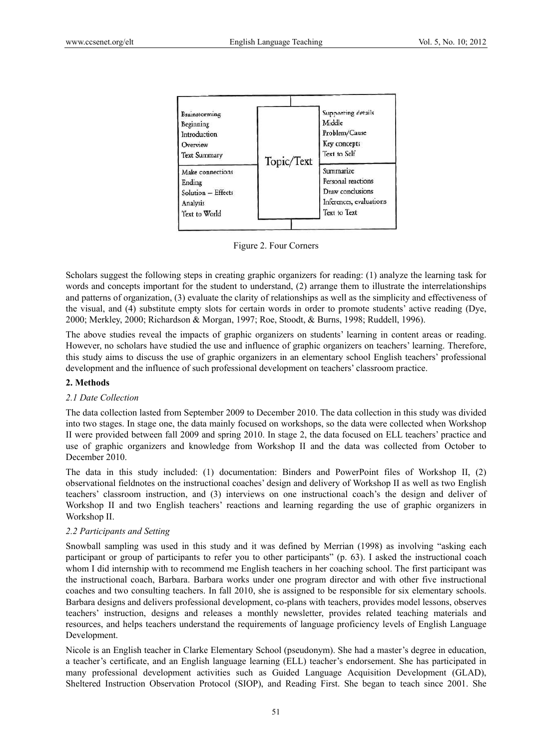| Brainstorming<br>Beginning<br>Introduction<br>Overview<br>Text Summary | | Supporting details<br>Middle<br>Problem/Cause<br>Key concepts<br>Text to Self |
|---|---|---|
| | Topic/Text | |
| Make connections<br>Ending<br>Solution – Effects<br>Analysis<br>Text to World | | Summarize<br>Personal reactions<br>Draw conclusions<br>Inferences, evaluations<br>Text to Text |

Figure 2. Four Corners

Scholars suggest the following steps in creating graphic organizers for reading: (1) analyze the learning task for words and concepts important for the student to understand, (2) arrange them to illustrate the interrelationships and patterns of organization, (3) evaluate the clarity of relationships as well as the simplicity and effectiveness of the visual, and (4) substitute empty slots for certain words in order to promote students' active reading (Dye, 2000; Merkley, 2000; Richardson & Morgan, 1997; Roe, Stoodt, & Burns, 1998; Ruddell, 1996).

The above studies reveal the impacts of graphic organizers on students' learning in content areas or reading. However, no scholars have studied the use and influence of graphic organizers on teachers' learning. Therefore, this study aims to discuss the use of graphic organizers in an elementary school English teachers' professional development and the influence of such professional development on teachers' classroom practice.

## 2. Methods

### *2.1 Date Collection*

The data collection lasted from September 2009 to December 2010. The data collection in this study was divided into two stages. In stage one, the data mainly focused on workshops, so the data were collected when Workshop II were provided between fall 2009 and spring 2010. In stage 2, the data focused on ELL teachers' practice and use of graphic organizers and knowledge from Workshop II and the data was collected from October to December 2010.

The data in this study included: (1) documentation: Binders and PowerPoint files of Workshop II, (2) observational fieldnotes on the instructional coaches' design and delivery of Workshop II as well as two English teachers' classroom instruction, and (3) interviews on one instructional coach's the design and deliver of Workshop II and two English teachers' reactions and learning regarding the use of graphic organizers in Workshop II.

### *2.2 Participants and Setting*

Snowball sampling was used in this study and it was defined by Merrian (1998) as involving "asking each participant or group of participants to refer you to other participants" (p. 63). I asked the instructional coach whom I did internship with to recommend me English teachers in her coaching school. The first participant was the instructional coach, Barbara. Barbara works under one program director and with other five instructional coaches and two consulting teachers. In fall 2010, she is assigned to be responsible for six elementary schools. Barbara designs and delivers professional development, co-plans with teachers, provides model lessons, observes teachers' instruction, designs and releases a monthly newsletter, provides related teaching materials and resources, and helps teachers understand the requirements of language proficiency levels of English Language Development.

Nicole is an English teacher in Clarke Elementary School (pseudonym). She had a master's degree in education, a teacher's certificate, and an English language learning (ELL) teacher's endorsement. She has participated in many professional development activities such as Guided Language Acquisition Development (GLAD), Sheltered Instruction Observation Protocol (SIOP), and Reading First. She began to teach since 2001. She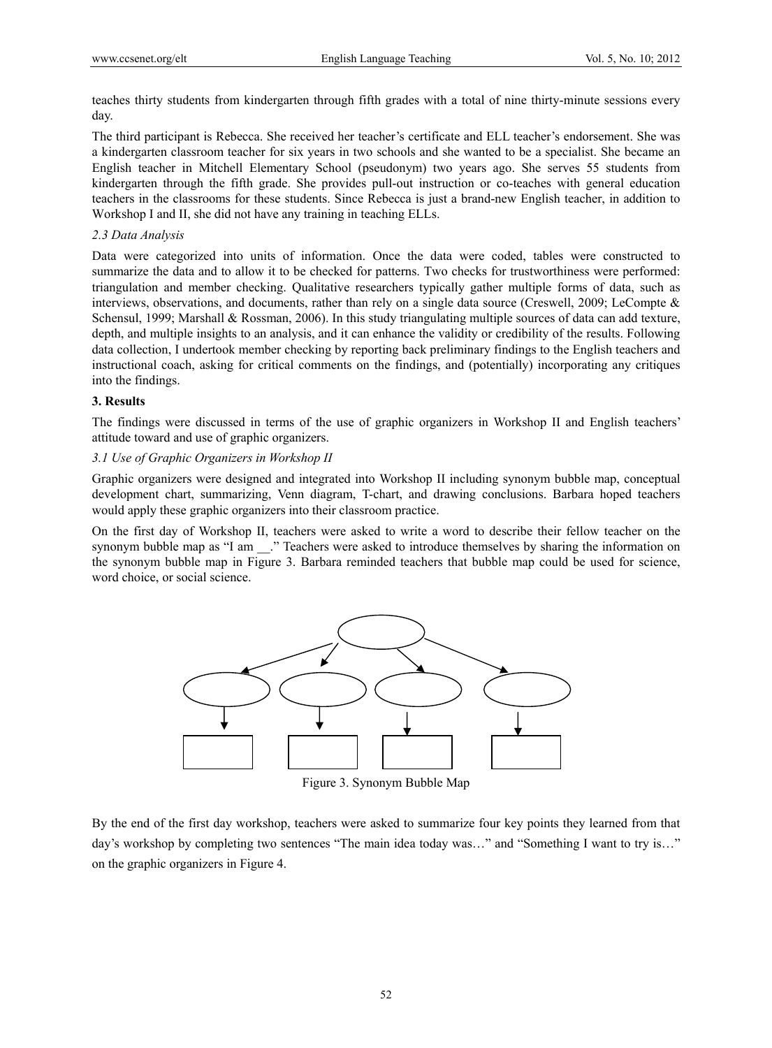teaches thirty students from kindergarten through fifth grades with a total of nine thirty-minute sessions every day.

The third participant is Rebecca. She received her teacher's certificate and ELL teacher's endorsement. She was a kindergarten classroom teacher for six years in two schools and she wanted to be a specialist. She became an English teacher in Mitchell Elementary School (pseudonym) two years ago. She serves 55 students from kindergarten through the fifth grade. She provides pull-out instruction or co-teaches with general education teachers in the classrooms for these students. Since Rebecca is just a brand-new English teacher, in addition to Workshop I and II, she did not have any training in teaching ELLs.

*2.3 Data Analysis*

Data were categorized into units of information. Once the data were coded, tables were constructed to summarize the data and to allow it to be checked for patterns. Two checks for trustworthiness were performed: triangulation and member checking. Qualitative researchers typically gather multiple forms of data, such as interviews, observations, and documents, rather than rely on a single data source (Creswell, 2009; LeCompte & Schensul, 1999; Marshall & Rossman, 2006). In this study triangulating multiple sources of data can add texture, depth, and multiple insights to an analysis, and it can enhance the validity or credibility of the results. Following data collection, I undertook member checking by reporting back preliminary findings to the English teachers and instructional coach, asking for critical comments on the findings, and (potentially) incorporating any critiques into the findings.

## 3. Results

The findings were discussed in terms of the use of graphic organizers in Workshop II and English teachers' attitude toward and use of graphic organizers.

*3.1 Use of Graphic Organizers in Workshop II*

Graphic organizers were designed and integrated into Workshop II including synonym bubble map, conceptual development chart, summarizing, Venn diagram, T-chart, and drawing conclusions. Barbara hoped teachers would apply these graphic organizers into their classroom practice.

On the first day of Workshop II, teachers were asked to write a word to describe their fellow teacher on the synonym bubble map as "I am \_\_." Teachers were asked to introduce themselves by sharing the information on the synonym bubble map in Figure 3. Barbara reminded teachers that bubble map could be used for science, word choice, or social science.

Figure 3. Synonym Bubble Map

By the end of the first day workshop, teachers were asked to summarize four key points they learned from that day's workshop by completing two sentences "The main idea today was…" and "Something I want to try is…" on the graphic organizers in Figure 4.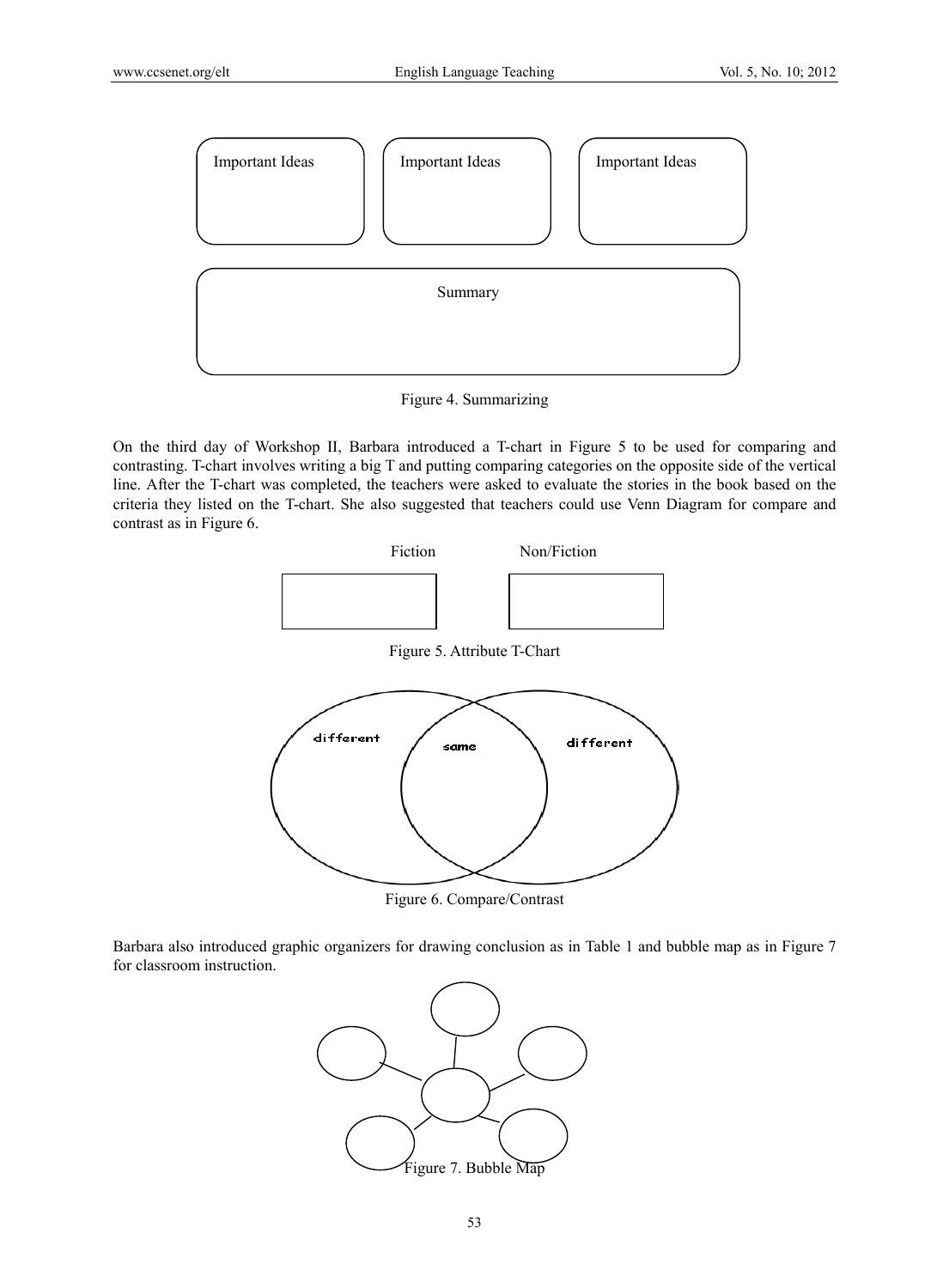Important Ideas

Important Ideas

Important Ideas

Summary

Figure 4. Summarizing

On the third day of Workshop II, Barbara introduced a T-chart in Figure 5 to be used for comparing and contrasting. T-chart involves writing a big T and putting comparing categories on the opposite side of the vertical line. After the T-chart was completed, the teachers were asked to evaluate the stories in the book based on the criteria they listed on the T-chart. She also suggested that teachers could use Venn Diagram for compare and contrast as in Figure 6.

| Fiction | Non/Fiction |
| --- | --- |
| | |

Figure 5. Attribute T-Chart

different

same

different

Figure 6. Compare/Contrast

Barbara also introduced graphic organizers for drawing conclusion as in Table 1 and bubble map as in Figure 7 for classroom instruction.

Figure 7. Bubble Map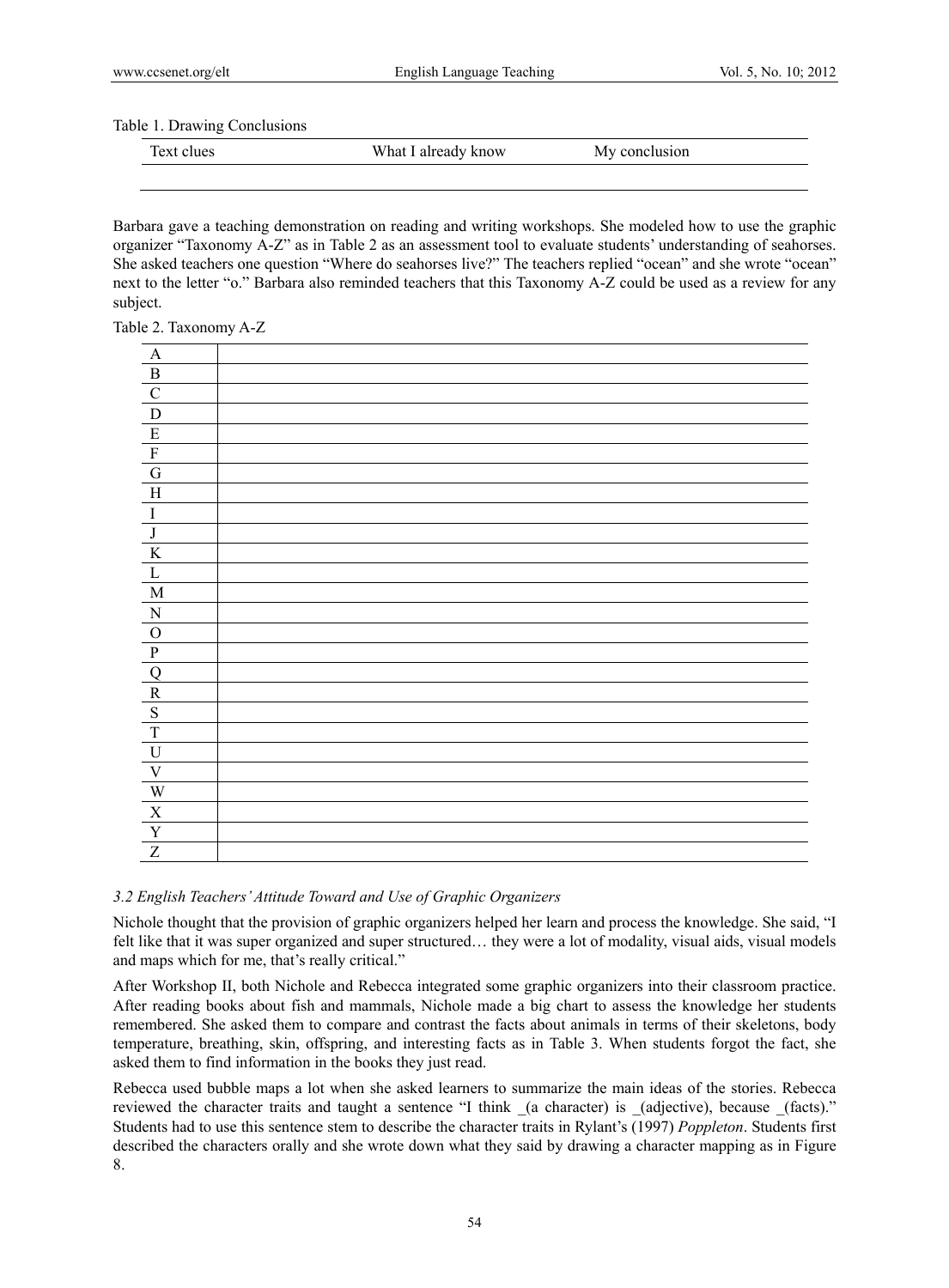Table 1. Drawing Conclusions

| Text clues | What I already know | My conclusion |
|---|---|---|
| | | |

Barbara gave a teaching demonstration on reading and writing workshops. She modeled how to use the graphic organizer "Taxonomy A-Z" as in Table 2 as an assessment tool to evaluate students' understanding of seahorses. She asked teachers one question "Where do seahorses live?" The teachers replied "ocean" and she wrote "ocean" next to the letter "o." Barbara also reminded teachers that this Taxonomy A-Z could be used as a review for any subject.

Table 2. Taxonomy A-Z

| | |
|---|---|
| A | |
| B | |
| C | |
| D | |
| E | |
| F | |
| G | |
| H | |
| I | |
| J | |
| K | |
| L | |
| M | |
| N | |
| O | |
| P | |
| Q | |
| R | |
| S | |
| T | |
| U | |
| V | |
| W | |
| X | |
| Y | |
| Z | |

### *3.2 English Teachers' Attitude Toward and Use of Graphic Organizers*

Nichole thought that the provision of graphic organizers helped her learn and process the knowledge. She said, "I felt like that it was super organized and super structured… they were a lot of modality, visual aids, visual models and maps which for me, that's really critical."

After Workshop II, both Nichole and Rebecca integrated some graphic organizers into their classroom practice. After reading books about fish and mammals, Nichole made a big chart to assess the knowledge her students remembered. She asked them to compare and contrast the facts about animals in terms of their skeletons, body temperature, breathing, skin, offspring, and interesting facts as in Table 3. When students forgot the fact, she asked them to find information in the books they just read.

Rebecca used bubble maps a lot when she asked learners to summarize the main ideas of the stories. Rebecca reviewed the character traits and taught a sentence "I think _(a character) is _(adjective), because _(facts)." Students had to use this sentence stem to describe the character traits in Rylant's (1997) *Poppleton*. Students first described the characters orally and she wrote down what they said by drawing a character mapping as in Figure 8.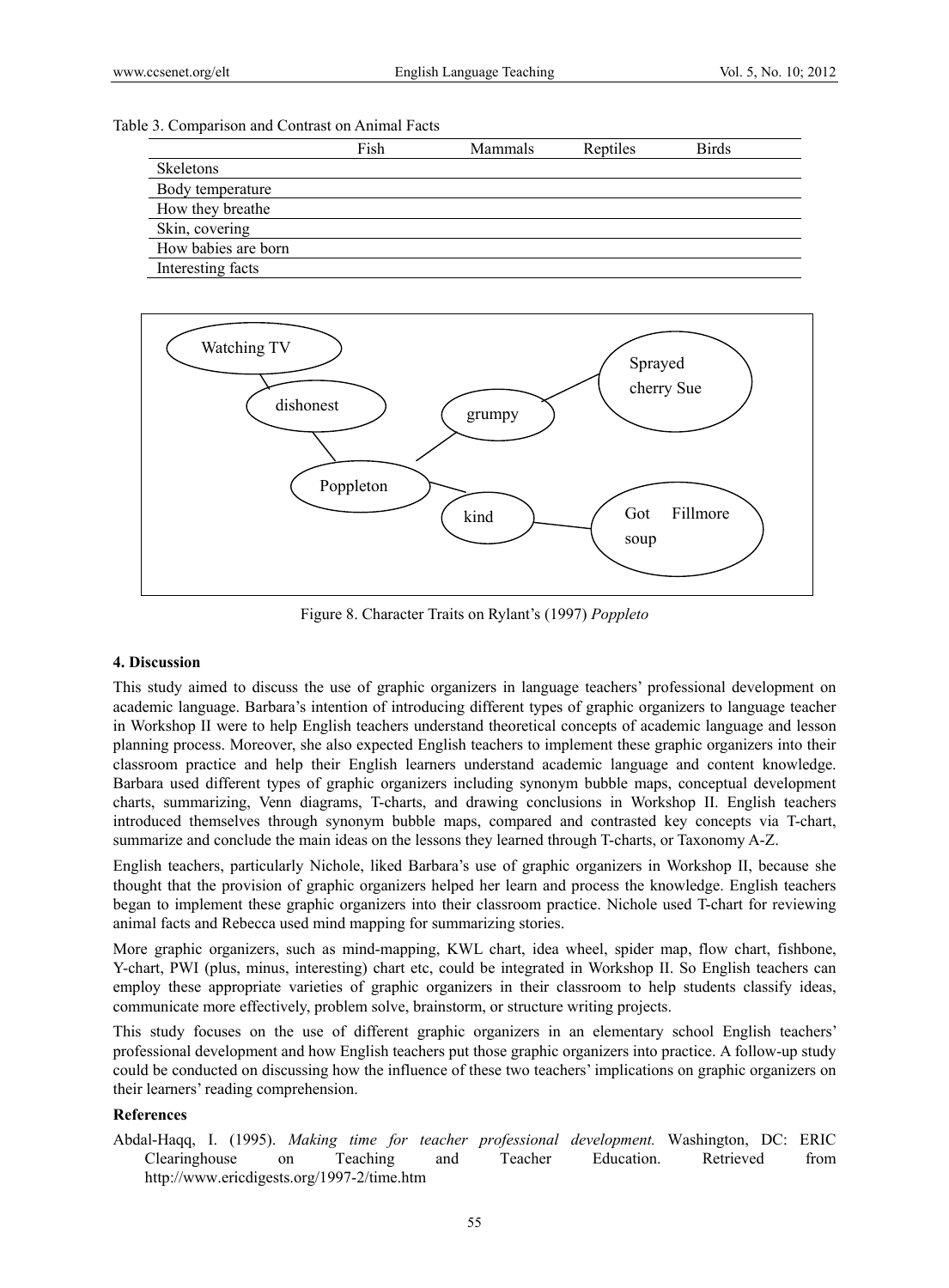Table 3. Comparison and Contrast on Animal Facts

| | Fish | Mammals | Reptiles | Birds |
|---|---|---|---|---|
| Skeletons | | | | |
| Body temperature | | | | |
| How they breathe | | | | |
| Skin, covering | | | | |
| How babies are born | | | | |
| Interesting facts | | | | |

Watching TV
dishonest
grumpy
Sprayed cherry Sue
Poppleton
kind
Got Fillmore soup

Figure 8. Character Traits on Rylant's (1997) *Poppleto*

## 4. Discussion

This study aimed to discuss the use of graphic organizers in language teachers' professional development on academic language. Barbara's intention of introducing different types of graphic organizers to language teacher in Workshop II were to help English teachers understand theoretical concepts of academic language and lesson planning process. Moreover, she also expected English teachers to implement these graphic organizers into their classroom practice and help their English learners understand academic language and content knowledge. Barbara used different types of graphic organizers including synonym bubble maps, conceptual development charts, summarizing, Venn diagrams, T-charts, and drawing conclusions in Workshop II. English teachers introduced themselves through synonym bubble maps, compared and contrasted key concepts via T-chart, summarize and conclude the main ideas on the lessons they learned through T-charts, or Taxonomy A-Z.

English teachers, particularly Nichole, liked Barbara's use of graphic organizers in Workshop II, because she thought that the provision of graphic organizers helped her learn and process the knowledge. English teachers began to implement these graphic organizers into their classroom practice. Nichole used T-chart for reviewing animal facts and Rebecca used mind mapping for summarizing stories.

More graphic organizers, such as mind-mapping, KWL chart, idea wheel, spider map, flow chart, fishbone, Y-chart, PWI (plus, minus, interesting) chart etc, could be integrated in Workshop II. So English teachers can employ these appropriate varieties of graphic organizers in their classroom to help students classify ideas, communicate more effectively, problem solve, brainstorm, or structure writing projects.

This study focuses on the use of different graphic organizers in an elementary school English teachers' professional development and how English teachers put those graphic organizers into practice. A follow-up study could be conducted on discussing how the influence of these two teachers' implications on graphic organizers on their learners' reading comprehension.

## References

Abdal-Haqq, I. (1995). *Making time for teacher professional development.* Washington, DC: ERIC Clearinghouse on Teaching and Teacher Education. Retrieved from http://www.ericdigests.org/1997-2/time.htm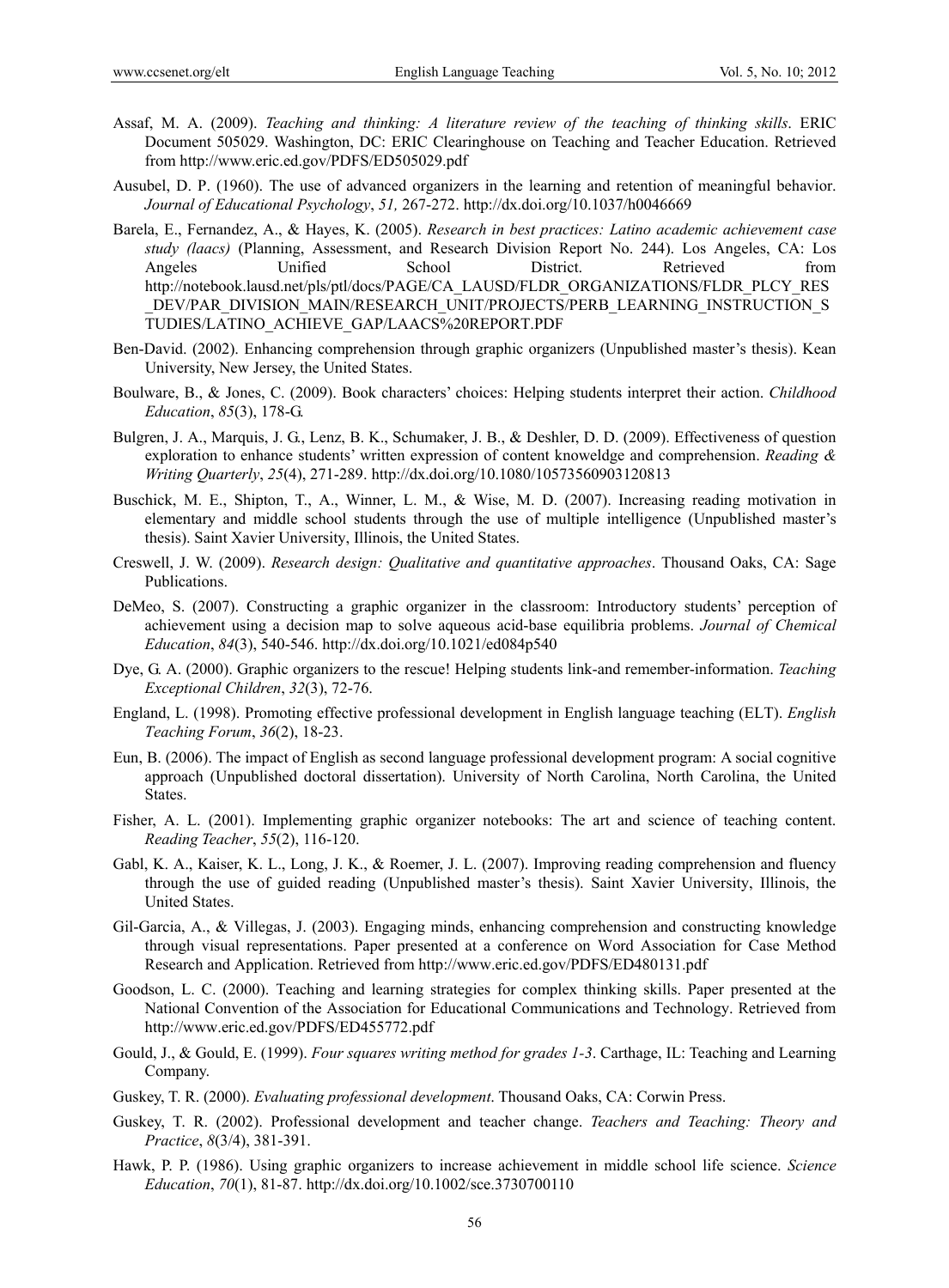Assaf, M. A. (2009). *Teaching and thinking: A literature review of the teaching of thinking skills*. ERIC Document 505029. Washington, DC: ERIC Clearinghouse on Teaching and Teacher Education. Retrieved from http://www.eric.ed.gov/PDFS/ED505029.pdf

Ausubel, D. P. (1960). The use of advanced organizers in the learning and retention of meaningful behavior. *Journal of Educational Psychology*, *51,* 267-272. http://dx.doi.org/10.1037/h0046669

Barela, E., Fernandez, A., & Hayes, K. (2005). *Research in best practices: Latino academic achievement case study (laacs)* (Planning, Assessment, and Research Division Report No. 244). Los Angeles, CA: Los Angeles Unified School District. Retrieved from http://notebook.lausd.net/pls/ptl/docs/PAGE/CA_LAUSD/FLDR_ORGANIZATIONS/FLDR_PLCY_RES_DEV/PAR_DIVISION_MAIN/RESEARCH_UNIT/PROJECTS/PERB_LEARNING_INSTRUCTION_STUDIES/LATINO_ACHIEVE_GAP/LAACS%20REPORT.PDF

Ben-David. (2002). Enhancing comprehension through graphic organizers (Unpublished master's thesis). Kean University, New Jersey, the United States.

Boulware, B., & Jones, C. (2009). Book characters' choices: Helping students interpret their action. *Childhood Education*, *85*(3), 178-G.

Bulgren, J. A., Marquis, J. G., Lenz, B. K., Schumaker, J. B., & Deshler, D. D. (2009). Effectiveness of question exploration to enhance students' written expression of content knoweldge and comprehension. *Reading & Writing Quarterly*, *25*(4), 271-289. http://dx.doi.org/10.1080/10573560903120813

Buschick, M. E., Shipton, T., A., Winner, L. M., & Wise, M. D. (2007). Increasing reading motivation in elementary and middle school students through the use of multiple intelligence (Unpublished master's thesis). Saint Xavier University, Illinois, the United States.

Creswell, J. W. (2009). *Research design: Qualitative and quantitative approaches*. Thousand Oaks, CA: Sage Publications.

DeMeo, S. (2007). Constructing a graphic organizer in the classroom: Introductory students' perception of achievement using a decision map to solve aqueous acid-base equilibria problems. *Journal of Chemical Education*, *84*(3), 540-546. http://dx.doi.org/10.1021/ed084p540

Dye, G. A. (2000). Graphic organizers to the rescue! Helping students link-and remember-information. *Teaching Exceptional Children*, *32*(3), 72-76.

England, L. (1998). Promoting effective professional development in English language teaching (ELT). *English Teaching Forum*, *36*(2), 18-23.

Eun, B. (2006). The impact of English as second language professional development program: A social cognitive approach (Unpublished doctoral dissertation). University of North Carolina, North Carolina, the United States.

Fisher, A. L. (2001). Implementing graphic organizer notebooks: The art and science of teaching content. *Reading Teacher*, *55*(2), 116-120.

Gabl, K. A., Kaiser, K. L., Long, J. K., & Roemer, J. L. (2007). Improving reading comprehension and fluency through the use of guided reading (Unpublished master's thesis). Saint Xavier University, Illinois, the United States.

Gil-Garcia, A., & Villegas, J. (2003). Engaging minds, enhancing comprehension and constructing knowledge through visual representations. Paper presented at a conference on Word Association for Case Method Research and Application. Retrieved from http://www.eric.ed.gov/PDFS/ED480131.pdf

Goodson, L. C. (2000). Teaching and learning strategies for complex thinking skills. Paper presented at the National Convention of the Association for Educational Communications and Technology. Retrieved from http://www.eric.ed.gov/PDFS/ED455772.pdf

Gould, J., & Gould, E. (1999). *Four squares writing method for grades 1-3*. Carthage, IL: Teaching and Learning Company.

Guskey, T. R. (2000). *Evaluating professional development*. Thousand Oaks, CA: Corwin Press.

Guskey, T. R. (2002). Professional development and teacher change. *Teachers and Teaching: Theory and Practice*, *8*(3/4), 381-391.

Hawk, P. P. (1986). Using graphic organizers to increase achievement in middle school life science. *Science Education*, *70*(1), 81-87. http://dx.doi.org/10.1002/sce.3730700110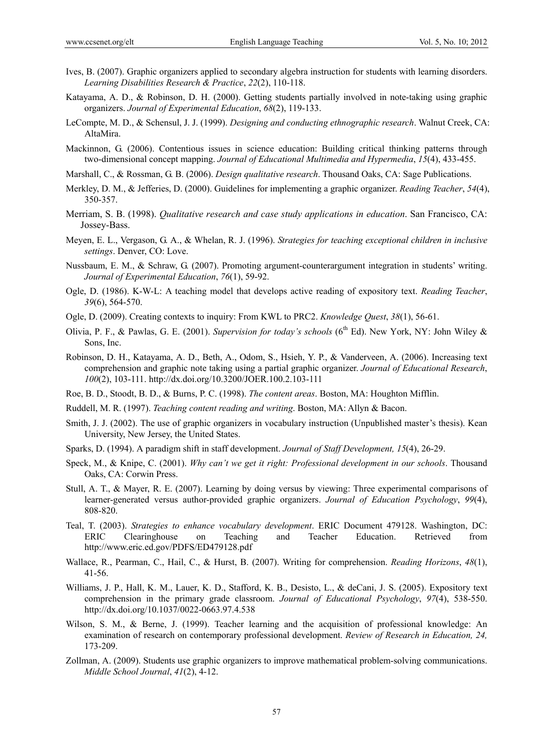Ives, B. (2007). Graphic organizers applied to secondary algebra instruction for students with learning disorders. *Learning Disabilities Research & Practice*, *22*(2), 110-118.

Katayama, A. D., & Robinson, D. H. (2000). Getting students partially involved in note-taking using graphic organizers. *Journal of Experimental Education*, *68*(2), 119-133.

LeCompte, M. D., & Schensul, J. J. (1999). *Designing and conducting ethnographic research*. Walnut Creek, CA: AltaMira.

Mackinnon, G. (2006). Contentious issues in science education: Building critical thinking patterns through two-dimensional concept mapping. *Journal of Educational Multimedia and Hypermedia*, *15*(4), 433-455.

Marshall, C., & Rossman, G. B. (2006). *Design qualitative research*. Thousand Oaks, CA: Sage Publications.

Merkley, D. M., & Jefferies, D. (2000). Guidelines for implementing a graphic organizer. *Reading Teacher*, *54*(4), 350-357.

Merriam, S. B. (1998). *Qualitative research and case study applications in education*. San Francisco, CA: Jossey-Bass.

Meyen, E. L., Vergason, G. A., & Whelan, R. J. (1996). *Strategies for teaching exceptional children in inclusive settings*. Denver, CO: Love.

Nussbaum, E. M., & Schraw, G. (2007). Promoting argument-counterargument integration in students' writing. *Journal of Experimental Education*, *76*(1), 59-92.

Ogle, D. (1986). K-W-L: A teaching model that develops active reading of expository text. *Reading Teacher*, *39*(6), 564-570.

Ogle, D. (2009). Creating contexts to inquiry: From KWL to PRC2. *Knowledge Quest*, *38*(1), 56-61.

Olivia, P. F., & Pawlas, G. E. (2001). *Supervision for today's schools* (6th Ed). New York, NY: John Wiley & Sons, Inc.

Robinson, D. H., Katayama, A. D., Beth, A., Odom, S., Hsieh, Y. P., & Vanderveen, A. (2006). Increasing text comprehension and graphic note taking using a partial graphic organizer. *Journal of Educational Research*, *100*(2), 103-111. http://dx.doi.org/10.3200/JOER.100.2.103-111

Roe, B. D., Stoodt, B. D., & Burns, P. C. (1998). *The content areas*. Boston, MA: Houghton Mifflin.

Ruddell, M. R. (1997). *Teaching content reading and writing*. Boston, MA: Allyn & Bacon.

Smith, J. J. (2002). The use of graphic organizers in vocabulary instruction (Unpublished master's thesis). Kean University, New Jersey, the United States.

Sparks, D. (1994). A paradigm shift in staff development. *Journal of Staff Development, 15*(4), 26-29.

Speck, M., & Knipe, C. (2001). *Why can't we get it right: Professional development in our schools*. Thousand Oaks, CA: Corwin Press.

Stull, A. T., & Mayer, R. E. (2007). Learning by doing versus by viewing: Three experimental comparisons of learner-generated versus author-provided graphic organizers. *Journal of Education Psychology*, *99*(4), 808-820.

Teal, T. (2003). *Strategies to enhance vocabulary development*. ERIC Document 479128. Washington, DC: ERIC Clearinghouse on Teaching and Teacher Education. Retrieved from http://www.eric.ed.gov/PDFS/ED479128.pdf

Wallace, R., Pearman, C., Hail, C., & Hurst, B. (2007). Writing for comprehension. *Reading Horizons*, *48*(1), 41-56.

Williams, J. P., Hall, K. M., Lauer, K. D., Stafford, K. B., Desisto, L., & deCani, J. S. (2005). Expository text comprehension in the primary grade classroom. *Journal of Educational Psychology*, *97*(4), 538-550. http://dx.doi.org/10.1037/0022-0663.97.4.538

Wilson, S. M., & Berne, J. (1999). Teacher learning and the acquisition of professional knowledge: An examination of research on contemporary professional development. *Review of Research in Education, 24,* 173-209.

Zollman, A. (2009). Students use graphic organizers to improve mathematical problem-solving communications. *Middle School Journal*, *41*(2), 4-12.